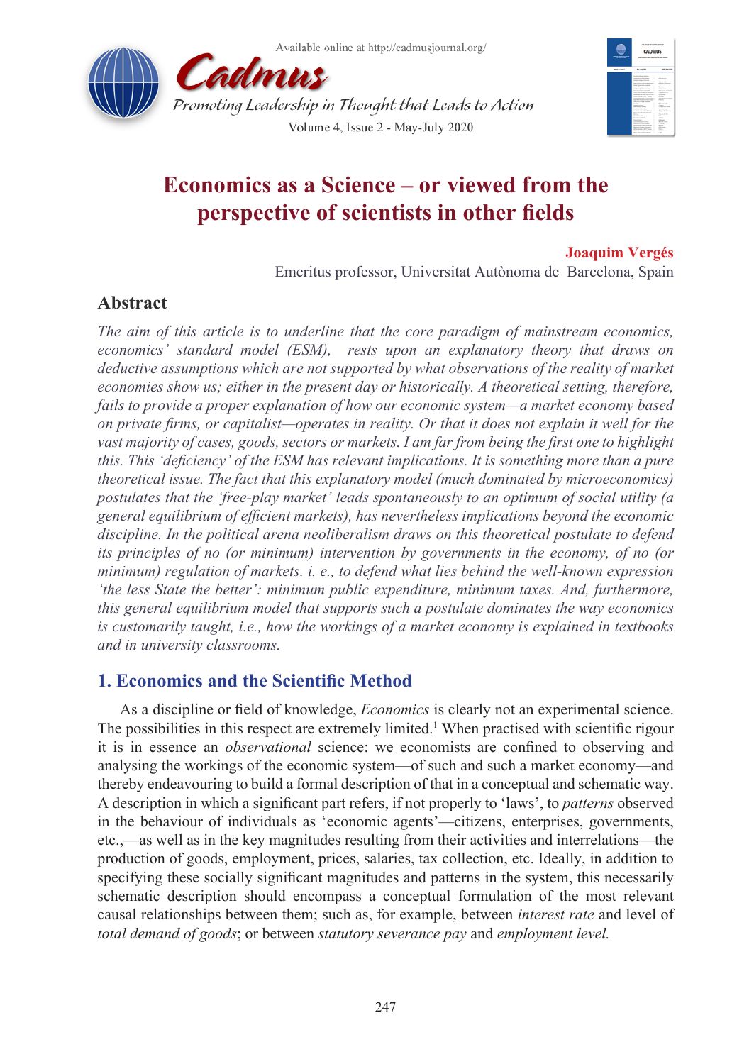# Economics as a Science – or viewed from the perspective of scientists in other fields

**Joaquim Vergés**

Emeritus professor, Universitat Autònoma de Barcelona, Spain

## Abstract

*The aim of this article is to underline that the core paradigm of mainstream economics, economics' standard model (ESM), rests upon an explanatory theory that draws on deductive assumptions which are not supported by what observations of the reality of market economies show us; either in the present day or historically. A theoretical setting, therefore, fails to provide a proper explanation of how our economic system—a market economy based on private firms, or capitalist—operates in reality. Or that it does not explain it well for the vast majority of cases, goods, sectors or markets. I am far from being the first one to highlight this. This 'deficiency' of the ESM has relevant implications. It is something more than a pure theoretical issue. The fact that this explanatory model (much dominated by microeconomics) postulates that the 'free-play market' leads spontaneously to an optimum of social utility (a general equilibrium of efficient markets), has nevertheless implications beyond the economic discipline. In the political arena neoliberalism draws on this theoretical postulate to defend its principles of no (or minimum) intervention by governments in the economy, of no (or minimum) regulation of markets. i. e., to defend what lies behind the well-known expression 'the less State the better': minimum public expenditure, minimum taxes. And, furthermore, this general equilibrium model that supports such a postulate dominates the way economics is customarily taught, i.e., how the workings of a market economy is explained in textbooks and in university classrooms.*

## 1. Economics and the Scientific Method

As a discipline or field of knowledge, *Economics* is clearly not an experimental science. The possibilities in this respect are extremely limited.[1] When practised with scientific rigour it is in essence an *observational* science: we economists are confined to observing and analysing the workings of the economic system—of such and such a market economy—and thereby endeavouring to build a formal description of that in a conceptual and schematic way. A description in which a significant part refers, if not properly to 'laws', to *patterns* observed in the behaviour of individuals as 'economic agents'—citizens, enterprises, governments, etc.,—as well as in the key magnitudes resulting from their activities and interrelations—the production of goods, employment, prices, salaries, tax collection, etc. Ideally, in addition to specifying these socially significant magnitudes and patterns in the system, this necessarily schematic description should encompass a conceptual formulation of the most relevant causal relationships between them; such as, for example, between *interest rate* and level of *total demand of goods*; or between *statutory severance pay* and *employment level.*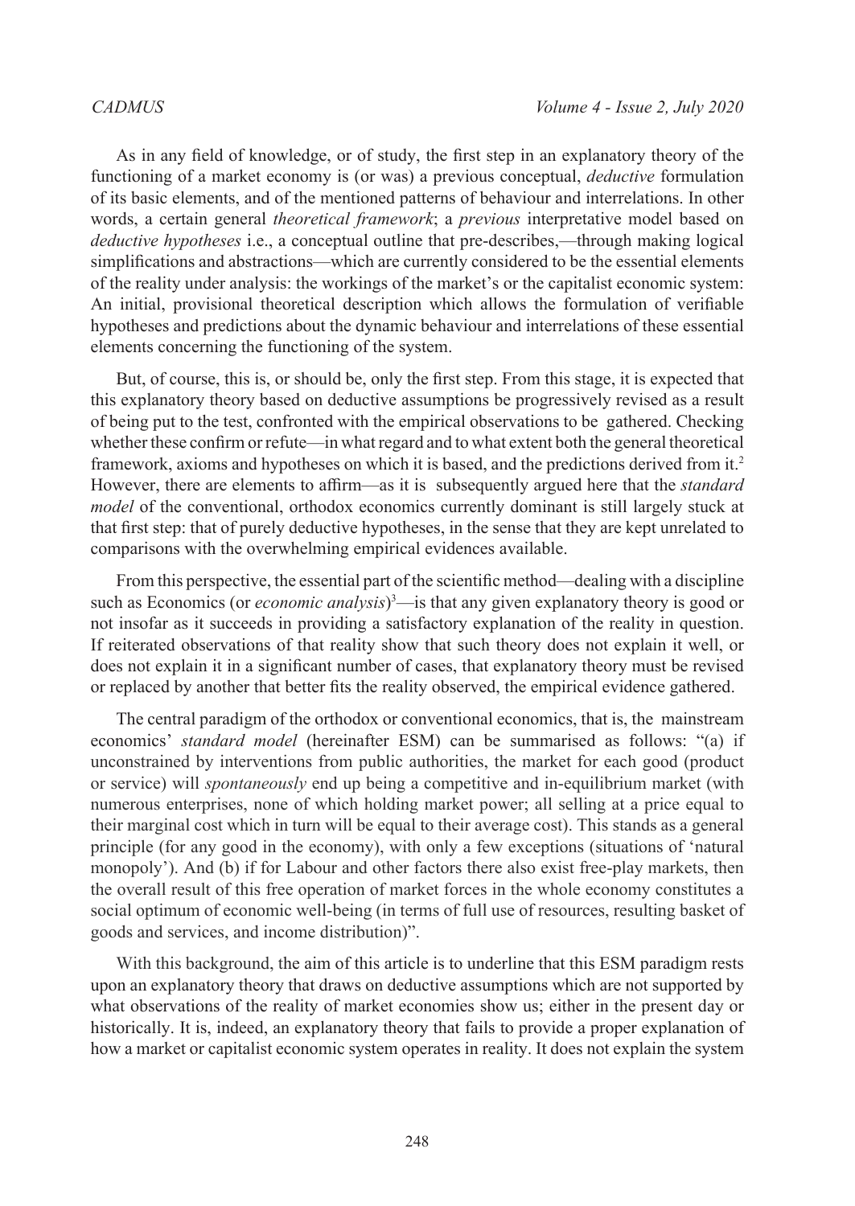As in any field of knowledge, or of study, the first step in an explanatory theory of the functioning of a market economy is (or was) a previous conceptual, *deductive* formulation of its basic elements, and of the mentioned patterns of behaviour and interrelations. In other words, a certain general *theoretical framework*; a *previous* interpretative model based on *deductive hypotheses* i.e., a conceptual outline that pre-describes,—through making logical simplifications and abstractions—which are currently considered to be the essential elements of the reality under analysis: the workings of the market's or the capitalist economic system: An initial, provisional theoretical description which allows the formulation of verifiable hypotheses and predictions about the dynamic behaviour and interrelations of these essential elements concerning the functioning of the system.

But, of course, this is, or should be, only the first step. From this stage, it is expected that this explanatory theory based on deductive assumptions be progressively revised as a result of being put to the test, confronted with the empirical observations to be gathered. Checking whether these confirm or refute—in what regard and to what extent both the general theoretical framework, axioms and hypotheses on which it is based, and the predictions derived from it.[2] However, there are elements to affirm—as it is subsequently argued here that the *standard model* of the conventional, orthodox economics currently dominant is still largely stuck at that first step: that of purely deductive hypotheses, in the sense that they are kept unrelated to comparisons with the overwhelming empirical evidences available.

From this perspective, the essential part of the scientific method—dealing with a discipline such as Economics (or *economic analysis*)[3]—is that any given explanatory theory is good or not insofar as it succeeds in providing a satisfactory explanation of the reality in question. If reiterated observations of that reality show that such theory does not explain it well, or does not explain it in a significant number of cases, that explanatory theory must be revised or replaced by another that better fits the reality observed, the empirical evidence gathered.

The central paradigm of the orthodox or conventional economics, that is, the mainstream economics' *standard model* (hereinafter ESM) can be summarised as follows: "(a) if unconstrained by interventions from public authorities, the market for each good (product or service) will *spontaneously* end up being a competitive and in-equilibrium market (with numerous enterprises, none of which holding market power; all selling at a price equal to their marginal cost which in turn will be equal to their average cost). This stands as a general principle (for any good in the economy), with only a few exceptions (situations of 'natural monopoly'). And (b) if for Labour and other factors there also exist free-play markets, then the overall result of this free operation of market forces in the whole economy constitutes a social optimum of economic well-being (in terms of full use of resources, resulting basket of goods and services, and income distribution)".

With this background, the aim of this article is to underline that this ESM paradigm rests upon an explanatory theory that draws on deductive assumptions which are not supported by what observations of the reality of market economies show us; either in the present day or historically. It is, indeed, an explanatory theory that fails to provide a proper explanation of how a market or capitalist economic system operates in reality. It does not explain the system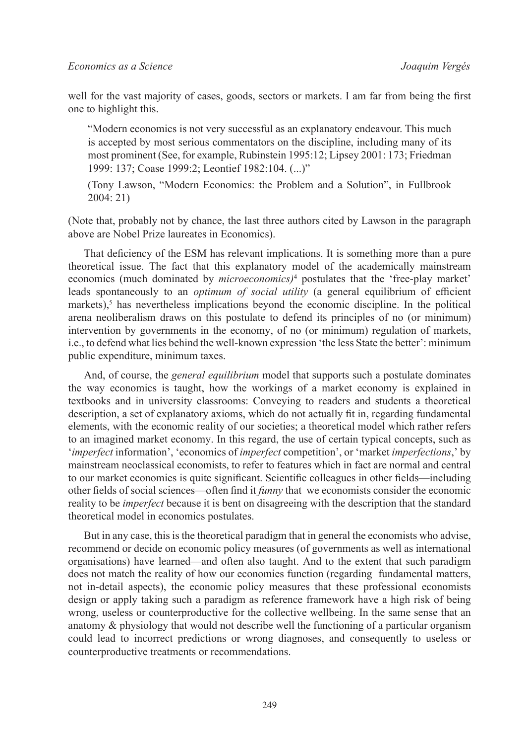well for the vast majority of cases, goods, sectors or markets. I am far from being the first one to highlight this.

> "Modern economics is not very successful as an explanatory endeavour. This much is accepted by most serious commentators on the discipline, including many of its most prominent (See, for example, Rubinstein 1995:12; Lipsey 2001: 173; Friedman 1999: 137; Coase 1999:2; Leontief 1982:104. (...)"
>
> (Tony Lawson, "Modern Economics: the Problem and a Solution", in Fullbrook 2004: 21)

(Note that, probably not by chance, the last three authors cited by Lawson in the paragraph above are Nobel Prize laureates in Economics).

That deficiency of the ESM has relevant implications. It is something more than a pure theoretical issue. The fact that this explanatory model of the academically mainstream economics (much dominated by *microeconomics)*[4] postulates that the 'free-play market' leads spontaneously to an *optimum of social utility* (a general equilibrium of efficient markets),[5] has nevertheless implications beyond the economic discipline. In the political arena neoliberalism draws on this postulate to defend its principles of no (or minimum) intervention by governments in the economy, of no (or minimum) regulation of markets, i.e., to defend what lies behind the well-known expression 'the less State the better': minimum public expenditure, minimum taxes.

And, of course, the *general equilibrium* model that supports such a postulate dominates the way economics is taught, how the workings of a market economy is explained in textbooks and in university classrooms: Conveying to readers and students a theoretical description, a set of explanatory axioms, which do not actually fit in, regarding fundamental elements, with the economic reality of our societies; a theoretical model which rather refers to an imagined market economy. In this regard, the use of certain typical concepts, such as '*imperfect* information', 'economics of *imperfect* competition', or 'market *imperfections*,' by mainstream neoclassical economists, to refer to features which in fact are normal and central to our market economies is quite significant. Scientific colleagues in other fields—including other fields of social sciences—often find it *funny* that we economists consider the economic reality to be *imperfect* because it is bent on disagreeing with the description that the standard theoretical model in economics postulates.

But in any case, this is the theoretical paradigm that in general the economists who advise, recommend or decide on economic policy measures (of governments as well as international organisations) have learned—and often also taught. And to the extent that such paradigm does not match the reality of how our economies function (regarding fundamental matters, not in-detail aspects), the economic policy measures that these professional economists design or apply taking such a paradigm as reference framework have a high risk of being wrong, useless or counterproductive for the collective wellbeing. In the same sense that an anatomy & physiology that would not describe well the functioning of a particular organism could lead to incorrect predictions or wrong diagnoses, and consequently to useless or counterproductive treatments or recommendations.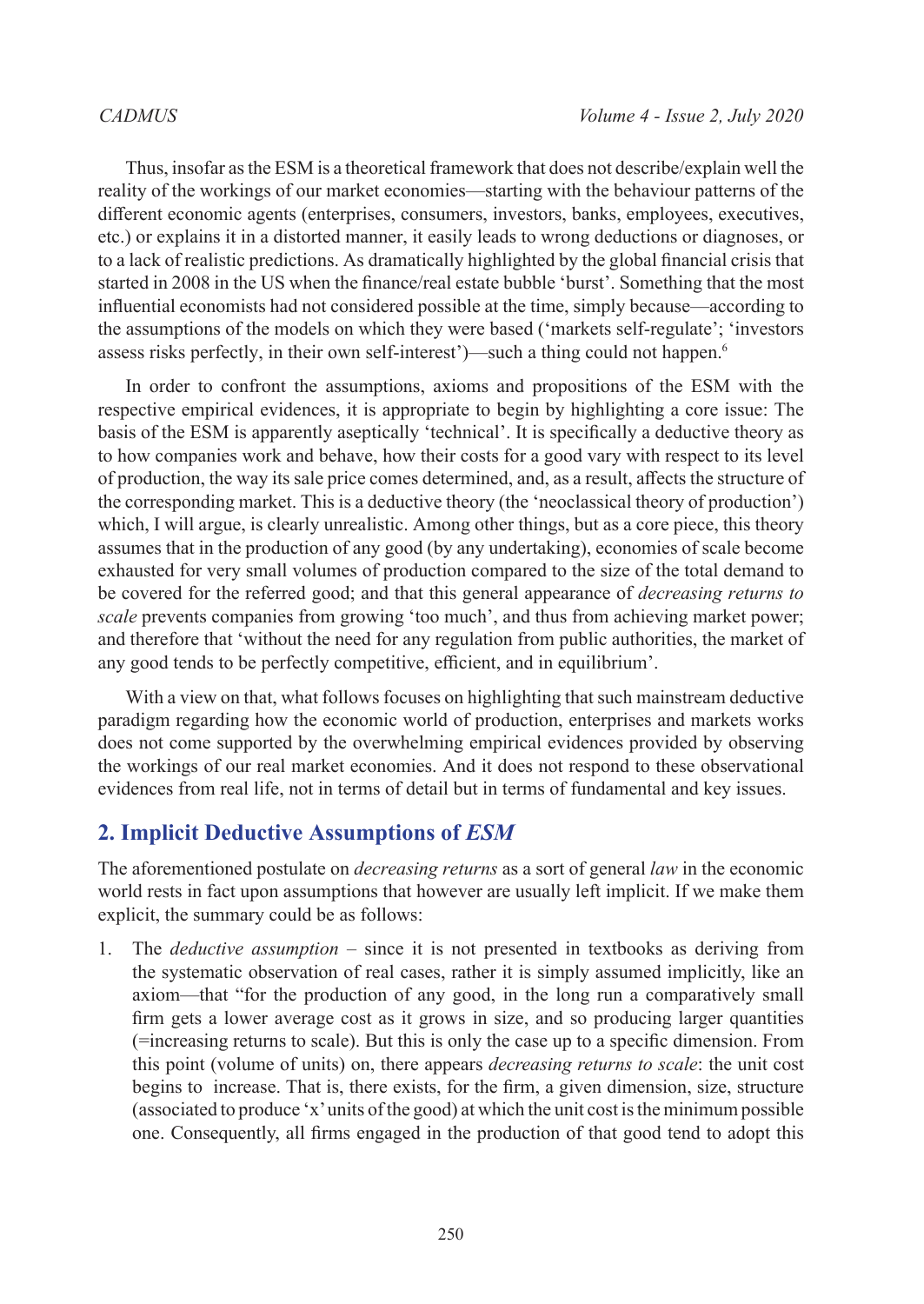Thus, insofar as the ESM is a theoretical framework that does not describe/explain well the reality of the workings of our market economies—starting with the behaviour patterns of the different economic agents (enterprises, consumers, investors, banks, employees, executives, etc.) or explains it in a distorted manner, it easily leads to wrong deductions or diagnoses, or to a lack of realistic predictions. As dramatically highlighted by the global financial crisis that started in 2008 in the US when the finance/real estate bubble 'burst'. Something that the most influential economists had not considered possible at the time, simply because—according to the assumptions of the models on which they were based ('markets self-regulate'; 'investors assess risks perfectly, in their own self-interest')—such a thing could not happen.[6]

In order to confront the assumptions, axioms and propositions of the ESM with the respective empirical evidences, it is appropriate to begin by highlighting a core issue: The basis of the ESM is apparently aseptically 'technical'. It is specifically a deductive theory as to how companies work and behave, how their costs for a good vary with respect to its level of production, the way its sale price comes determined, and, as a result, affects the structure of the corresponding market. This is a deductive theory (the 'neoclassical theory of production') which, I will argue, is clearly unrealistic. Among other things, but as a core piece, this theory assumes that in the production of any good (by any undertaking), economies of scale become exhausted for very small volumes of production compared to the size of the total demand to be covered for the referred good; and that this general appearance of *decreasing returns to scale* prevents companies from growing 'too much', and thus from achieving market power; and therefore that 'without the need for any regulation from public authorities, the market of any good tends to be perfectly competitive, efficient, and in equilibrium'.

With a view on that, what follows focuses on highlighting that such mainstream deductive paradigm regarding how the economic world of production, enterprises and markets works does not come supported by the overwhelming empirical evidences provided by observing the workings of our real market economies. And it does not respond to these observational evidences from real life, not in terms of detail but in terms of fundamental and key issues.

## 2. Implicit Deductive Assumptions of *ESM*

The aforementioned postulate on *decreasing returns* as a sort of general *law* in the economic world rests in fact upon assumptions that however are usually left implicit. If we make them explicit, the summary could be as follows:

1. The *deductive assumption* – since it is not presented in textbooks as deriving from the systematic observation of real cases, rather it is simply assumed implicitly, like an axiom—that "for the production of any good, in the long run a comparatively small firm gets a lower average cost as it grows in size, and so producing larger quantities (=increasing returns to scale). But this is only the case up to a specific dimension. From this point (volume of units) on, there appears *decreasing returns to scale*: the unit cost begins to increase. That is, there exists, for the firm, a given dimension, size, structure (associated to produce 'x' units of the good) at which the unit cost is the minimum possible one. Consequently, all firms engaged in the production of that good tend to adopt this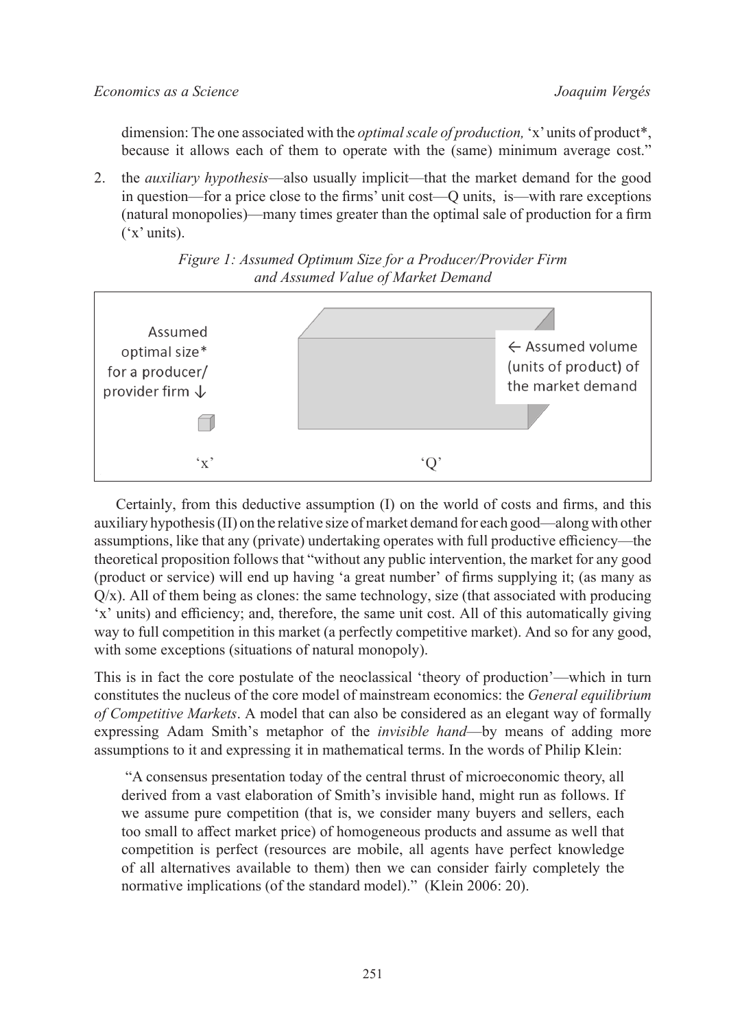dimension: The one associated with the *optimal scale of production,* 'x' units of product*, because it allows each of them to operate with the (same) minimum average cost."

2. the *auxiliary hypothesis*—also usually implicit—that the market demand for the good in question—for a price close to the firms' unit cost—Q units, is—with rare exceptions (natural monopolies)—many times greater than the optimal sale of production for a firm ('x' units).

*Figure 1: Assumed Optimum Size for a Producer/Provider Firm and Assumed Value of Market Demand*

Assumed optimal size* for a producer/provider firm ↓

← Assumed volume (units of product) of the market demand

'x' 'Q'

Certainly, from this deductive assumption (I) on the world of costs and firms, and this auxiliary hypothesis (II) on the relative size of market demand for each good—along with other assumptions, like that any (private) undertaking operates with full productive efficiency—the theoretical proposition follows that "without any public intervention, the market for any good (product or service) will end up having 'a great number' of firms supplying it; (as many as Q/x). All of them being as clones: the same technology, size (that associated with producing 'x' units) and efficiency; and, therefore, the same unit cost. All of this automatically giving way to full competition in this market (a perfectly competitive market). And so for any good, with some exceptions (situations of natural monopoly).

This is in fact the core postulate of the neoclassical 'theory of production'—which in turn constitutes the nucleus of the core model of mainstream economics: the *General equilibrium of Competitive Markets*. A model that can also be considered as an elegant way of formally expressing Adam Smith's metaphor of the *invisible hand*—by means of adding more assumptions to it and expressing it in mathematical terms. In the words of Philip Klein:

> "A consensus presentation today of the central thrust of microeconomic theory, all derived from a vast elaboration of Smith's invisible hand, might run as follows. If we assume pure competition (that is, we consider many buyers and sellers, each too small to affect market price) of homogeneous products and assume as well that competition is perfect (resources are mobile, all agents have perfect knowledge of all alternatives available to them) then we can consider fairly completely the normative implications (of the standard model)." (Klein 2006: 20).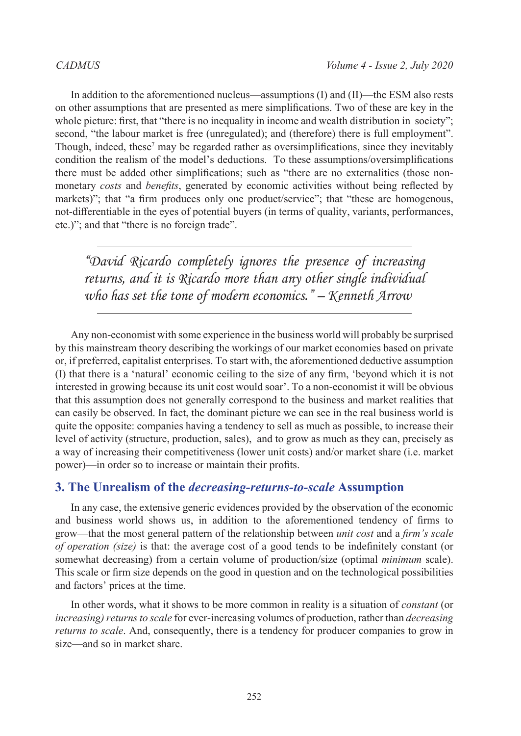In addition to the aforementioned nucleus—assumptions (I) and (II)—the ESM also rests on other assumptions that are presented as mere simplifications. Two of these are key in the whole picture: first, that "there is no inequality in income and wealth distribution in society"; second, "the labour market is free (unregulated); and (therefore) there is full employment". Though, indeed, these[7] may be regarded rather as oversimplifications, since they inevitably condition the realism of the model's deductions. To these assumptions/oversimplifications there must be added other simplifications; such as "there are no externalities (those non-monetary *costs* and *benefits*, generated by economic activities without being reflected by markets)"; that "a firm produces only one product/service"; that "these are homogenous, not-differentiable in the eyes of potential buyers (in terms of quality, variants, performances, etc.)"; and that "there is no foreign trade".

---

> *"David Ricardo completely ignores the presence of increasing returns, and it is Ricardo more than any other single individual who has set the tone of modern economics." – Kenneth Arrow*

---

Any non-economist with some experience in the business world will probably be surprised by this mainstream theory describing the workings of our market economies based on private or, if preferred, capitalist enterprises. To start with, the aforementioned deductive assumption (I) that there is a 'natural' economic ceiling to the size of any firm, 'beyond which it is not interested in growing because its unit cost would soar'. To a non-economist it will be obvious that this assumption does not generally correspond to the business and market realities that can easily be observed. In fact, the dominant picture we can see in the real business world is quite the opposite: companies having a tendency to sell as much as possible, to increase their level of activity (structure, production, sales), and to grow as much as they can, precisely as a way of increasing their competitiveness (lower unit costs) and/or market share (i.e. market power)—in order so to increase or maintain their profits.

## 3. The Unrealism of the *decreasing-returns-to-scale* Assumption

In any case, the extensive generic evidences provided by the observation of the economic and business world shows us, in addition to the aforementioned tendency of firms to grow—that the most general pattern of the relationship between *unit cost* and a *firm's scale of operation (size)* is that: the average cost of a good tends to be indefinitely constant (or somewhat decreasing) from a certain volume of production/size (optimal *minimum* scale). This scale or firm size depends on the good in question and on the technological possibilities and factors' prices at the time.

In other words, what it shows to be more common in reality is a situation of *constant* (or *increasing) returns to scale* for ever-increasing volumes of production, rather than *decreasing returns to scale*. And, consequently, there is a tendency for producer companies to grow in size—and so in market share.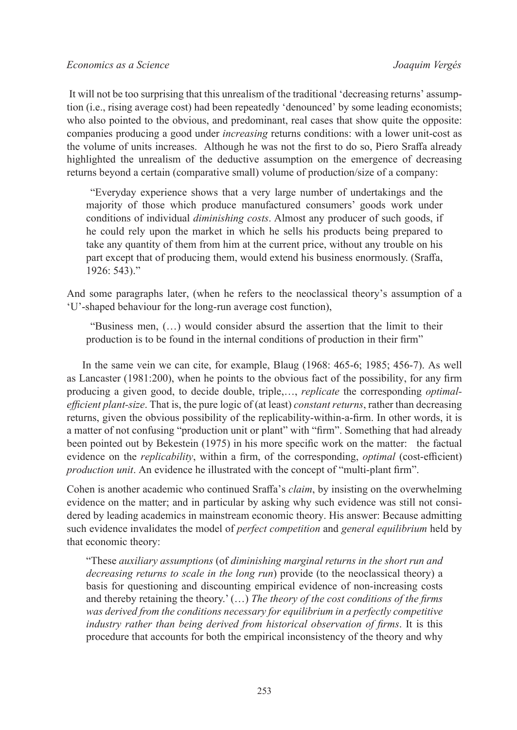It will not be too surprising that this unrealism of the traditional 'decreasing returns' assumption (i.e., rising average cost) had been repeatedly 'denounced' by some leading economists; who also pointed to the obvious, and predominant, real cases that show quite the opposite: companies producing a good under *increasing* returns conditions: with a lower unit-cost as the volume of units increases. Although he was not the first to do so, Piero Sraffa already highlighted the unrealism of the deductive assumption on the emergence of decreasing returns beyond a certain (comparative small) volume of production/size of a company:

> "Everyday experience shows that a very large number of undertakings and the majority of those which produce manufactured consumers' goods work under conditions of individual *diminishing costs*. Almost any producer of such goods, if he could rely upon the market in which he sells his products being prepared to take any quantity of them from him at the current price, without any trouble on his part except that of producing them, would extend his business enormously. (Sraffa, 1926: 543)."

And some paragraphs later, (when he refers to the neoclassical theory's assumption of a 'U'-shaped behaviour for the long-run average cost function),

> "Business men, (…) would consider absurd the assertion that the limit to their production is to be found in the internal conditions of production in their firm"

In the same vein we can cite, for example, Blaug (1968: 465-6; 1985; 456-7). As well as Lancaster (1981:200), when he points to the obvious fact of the possibility, for any firm producing a given good, to decide double, triple,…, *replicate* the corresponding *optimal-efficient plant-size*. That is, the pure logic of (at least) *constant returns*, rather than decreasing returns, given the obvious possibility of the replicability-within-a-firm. In other words, it is a matter of not confusing "production unit or plant" with "firm". Something that had already been pointed out by Bekestein (1975) in his more specific work on the matter: the factual evidence on the *replicability*, within a firm, of the corresponding, *optimal* (cost-efficient) *production unit*. An evidence he illustrated with the concept of "multi-plant firm".

Cohen is another academic who continued Sraffa's *claim*, by insisting on the overwhelming evidence on the matter; and in particular by asking why such evidence was still not considered by leading academics in mainstream economic theory. His answer: Because admitting such evidence invalidates the model of *perfect competition* and *general equilibrium* held by that economic theory:

> "These *auxiliary assumptions* (of *diminishing marginal returns in the short run and decreasing returns to scale in the long run*) provide (to the neoclassical theory) a basis for questioning and discounting empirical evidence of non-increasing costs and thereby retaining the theory.' (…) *The theory of the cost conditions of the firms was derived from the conditions necessary for equilibrium in a perfectly competitive industry rather than being derived from historical observation of firms*. It is this procedure that accounts for both the empirical inconsistency of the theory and why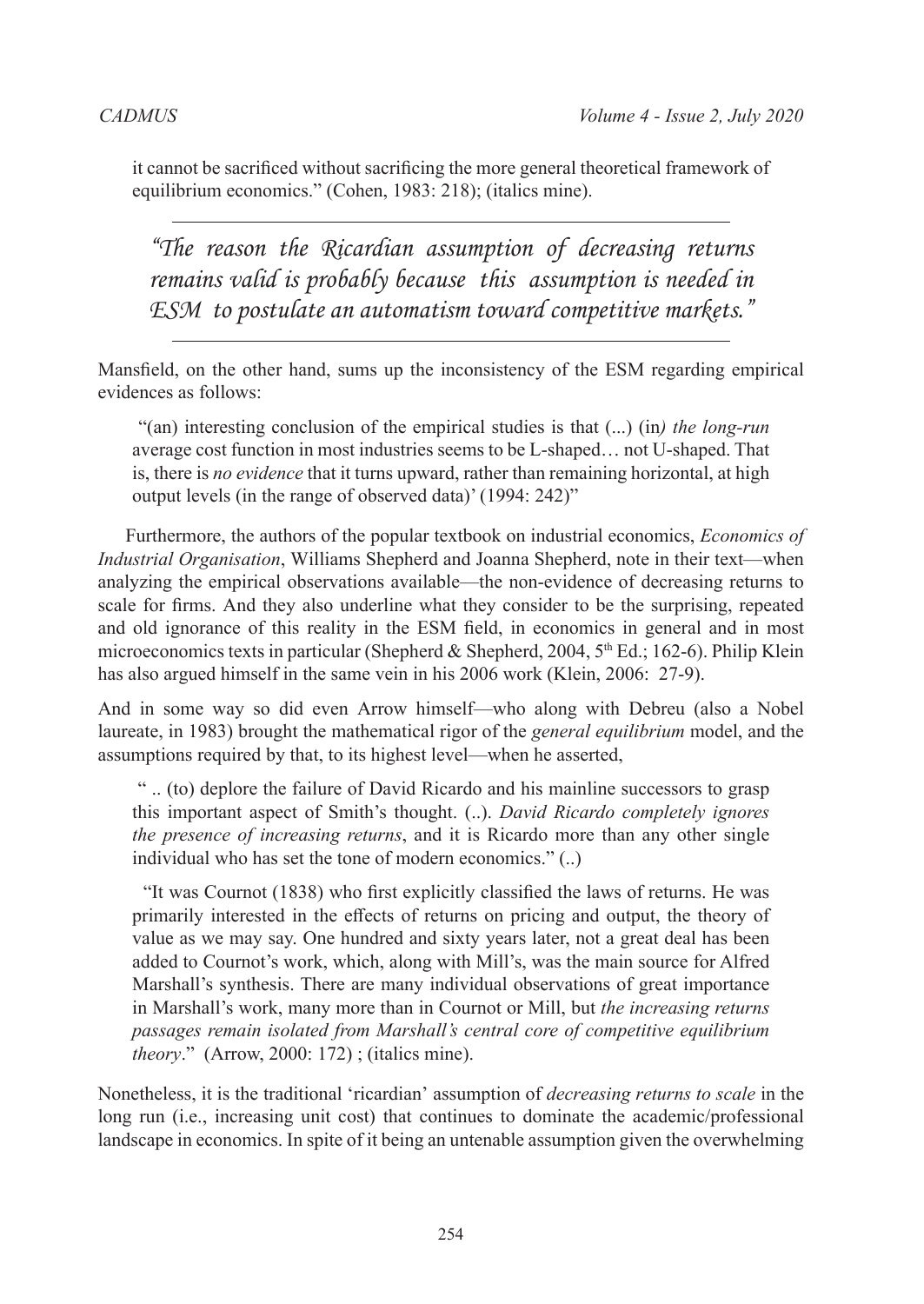it cannot be sacrificed without sacrificing the more general theoretical framework of equilibrium economics." (Cohen, 1983: 218); (italics mine).

---

> *"The reason the Ricardian assumption of decreasing returns remains valid is probably because this assumption is needed in ESM to postulate an automatism toward competitive markets."*

---

Mansfield, on the other hand, sums up the inconsistency of the ESM regarding empirical evidences as follows:

> "(an) interesting conclusion of the empirical studies is that (...) (in*) the long-run* average cost function in most industries seems to be L-shaped… not U-shaped. That is, there is *no evidence* that it turns upward, rather than remaining horizontal, at high output levels (in the range of observed data)' (1994: 242)"

Furthermore, the authors of the popular textbook on industrial economics, *Economics of Industrial Organisation*, Williams Shepherd and Joanna Shepherd, note in their text—when analyzing the empirical observations available—the non-evidence of decreasing returns to scale for firms. And they also underline what they consider to be the surprising, repeated and old ignorance of this reality in the ESM field, in economics in general and in most microeconomics texts in particular (Shepherd & Shepherd, 2004, 5th Ed.; 162-6). Philip Klein has also argued himself in the same vein in his 2006 work (Klein, 2006: 27-9).

And in some way so did even Arrow himself—who along with Debreu (also a Nobel laureate, in 1983) brought the mathematical rigor of the *general equilibrium* model, and the assumptions required by that, to its highest level—when he asserted,

> " .. (to) deplore the failure of David Ricardo and his mainline successors to grasp this important aspect of Smith's thought. (..). *David Ricardo completely ignores the presence of increasing returns*, and it is Ricardo more than any other single individual who has set the tone of modern economics." (..)
>
> "It was Cournot (1838) who first explicitly classified the laws of returns. He was primarily interested in the effects of returns on pricing and output, the theory of value as we may say. One hundred and sixty years later, not a great deal has been added to Cournot's work, which, along with Mill's, was the main source for Alfred Marshall's synthesis. There are many individual observations of great importance in Marshall's work, many more than in Cournot or Mill, but *the increasing returns passages remain isolated from Marshall's central core of competitive equilibrium theory*." (Arrow, 2000: 172) ; (italics mine).

Nonetheless, it is the traditional 'ricardian' assumption of *decreasing returns to scale* in the long run (i.e., increasing unit cost) that continues to dominate the academic/professional landscape in economics. In spite of it being an untenable assumption given the overwhelming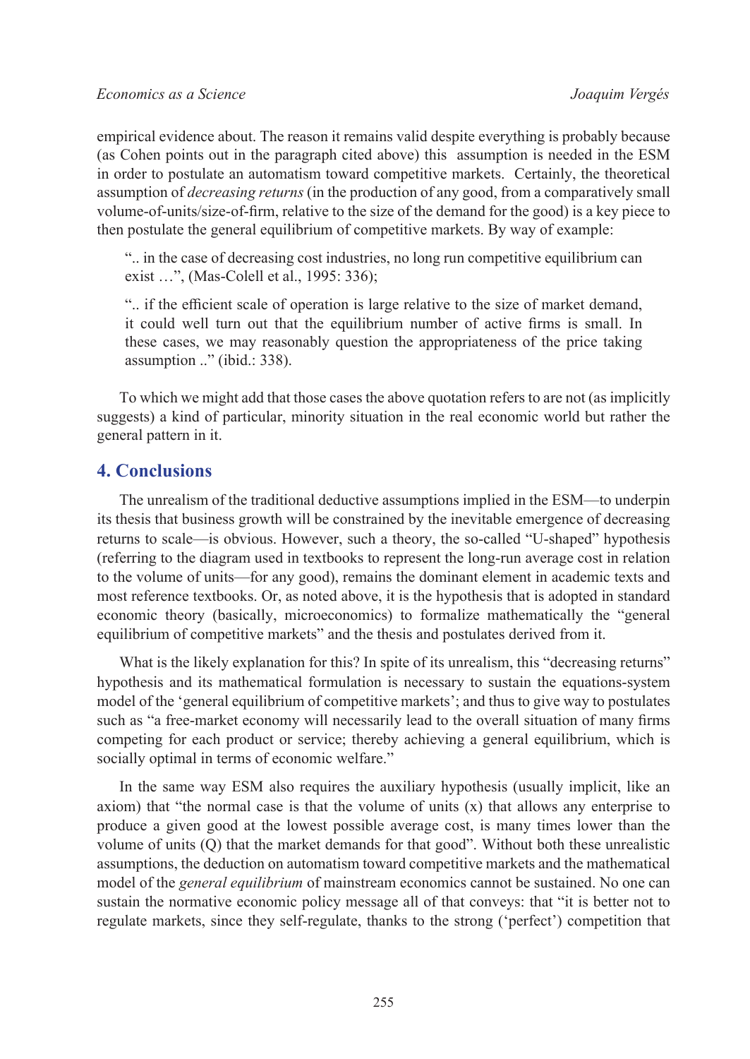empirical evidence about. The reason it remains valid despite everything is probably because (as Cohen points out in the paragraph cited above) this assumption is needed in the ESM in order to postulate an automatism toward competitive markets. Certainly, the theoretical assumption of *decreasing returns* (in the production of any good, from a comparatively small volume-of-units/size-of-firm, relative to the size of the demand for the good) is a key piece to then postulate the general equilibrium of competitive markets. By way of example:

> ".. in the case of decreasing cost industries, no long run competitive equilibrium can exist …", (Mas-Colell et al., 1995: 336);
>
> ".. if the efficient scale of operation is large relative to the size of market demand, it could well turn out that the equilibrium number of active firms is small. In these cases, we may reasonably question the appropriateness of the price taking assumption .." (ibid.: 338).

To which we might add that those cases the above quotation refers to are not (as implicitly suggests) a kind of particular, minority situation in the real economic world but rather the general pattern in it.

## 4. Conclusions

The unrealism of the traditional deductive assumptions implied in the ESM—to underpin its thesis that business growth will be constrained by the inevitable emergence of decreasing returns to scale—is obvious. However, such a theory, the so-called "U-shaped" hypothesis (referring to the diagram used in textbooks to represent the long-run average cost in relation to the volume of units—for any good), remains the dominant element in academic texts and most reference textbooks. Or, as noted above, it is the hypothesis that is adopted in standard economic theory (basically, microeconomics) to formalize mathematically the "general equilibrium of competitive markets" and the thesis and postulates derived from it.

What is the likely explanation for this? In spite of its unrealism, this "decreasing returns" hypothesis and its mathematical formulation is necessary to sustain the equations-system model of the 'general equilibrium of competitive markets'; and thus to give way to postulates such as "a free-market economy will necessarily lead to the overall situation of many firms competing for each product or service; thereby achieving a general equilibrium, which is socially optimal in terms of economic welfare."

In the same way ESM also requires the auxiliary hypothesis (usually implicit, like an axiom) that "the normal case is that the volume of units (x) that allows any enterprise to produce a given good at the lowest possible average cost, is many times lower than the volume of units (Q) that the market demands for that good". Without both these unrealistic assumptions, the deduction on automatism toward competitive markets and the mathematical model of the *general equilibrium* of mainstream economics cannot be sustained. No one can sustain the normative economic policy message all of that conveys: that "it is better not to regulate markets, since they self-regulate, thanks to the strong ('perfect') competition that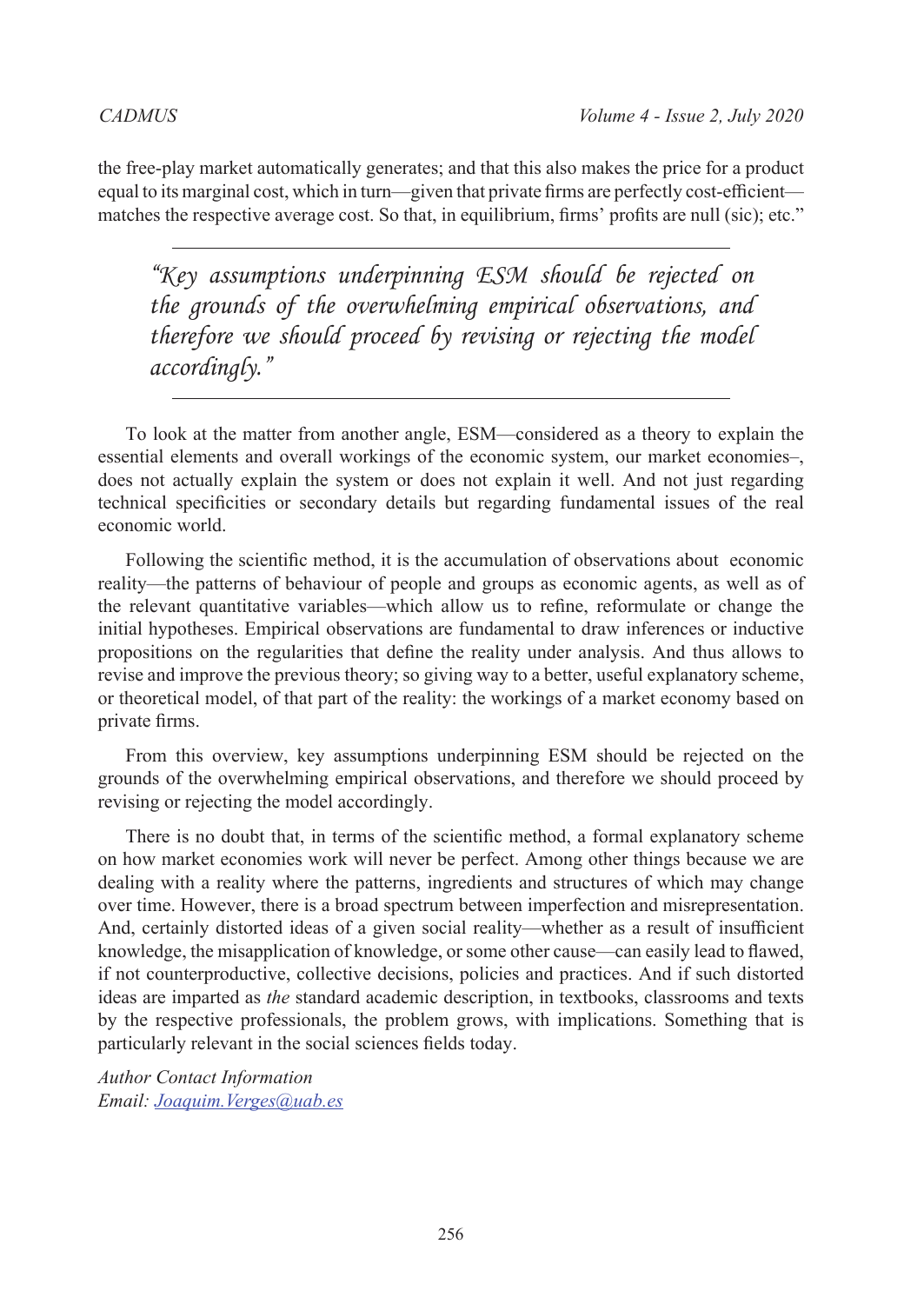the free-play market automatically generates; and that this also makes the price for a product equal to its marginal cost, which in turn—given that private firms are perfectly cost-efficient—matches the respective average cost. So that, in equilibrium, firms' profits are null (sic); etc."

---

> *"Key assumptions underpinning ESM should be rejected on the grounds of the overwhelming empirical observations, and therefore we should proceed by revising or rejecting the model accordingly."*

---

To look at the matter from another angle, ESM—considered as a theory to explain the essential elements and overall workings of the economic system, our market economies–, does not actually explain the system or does not explain it well. And not just regarding technical specificities or secondary details but regarding fundamental issues of the real economic world.

Following the scientific method, it is the accumulation of observations about economic reality—the patterns of behaviour of people and groups as economic agents, as well as of the relevant quantitative variables—which allow us to refine, reformulate or change the initial hypotheses. Empirical observations are fundamental to draw inferences or inductive propositions on the regularities that define the reality under analysis. And thus allows to revise and improve the previous theory; so giving way to a better, useful explanatory scheme, or theoretical model, of that part of the reality: the workings of a market economy based on private firms.

From this overview, key assumptions underpinning ESM should be rejected on the grounds of the overwhelming empirical observations, and therefore we should proceed by revising or rejecting the model accordingly.

There is no doubt that, in terms of the scientific method, a formal explanatory scheme on how market economies work will never be perfect. Among other things because we are dealing with a reality where the patterns, ingredients and structures of which may change over time. However, there is a broad spectrum between imperfection and misrepresentation. And, certainly distorted ideas of a given social reality—whether as a result of insufficient knowledge, the misapplication of knowledge, or some other cause—can easily lead to flawed, if not counterproductive, collective decisions, policies and practices. And if such distorted ideas are imparted as *the* standard academic description, in textbooks, classrooms and texts by the respective professionals, the problem grows, with implications. Something that is particularly relevant in the social sciences fields today.

*Author Contact Information*
*Email: Joaquim.Verges@uab.es*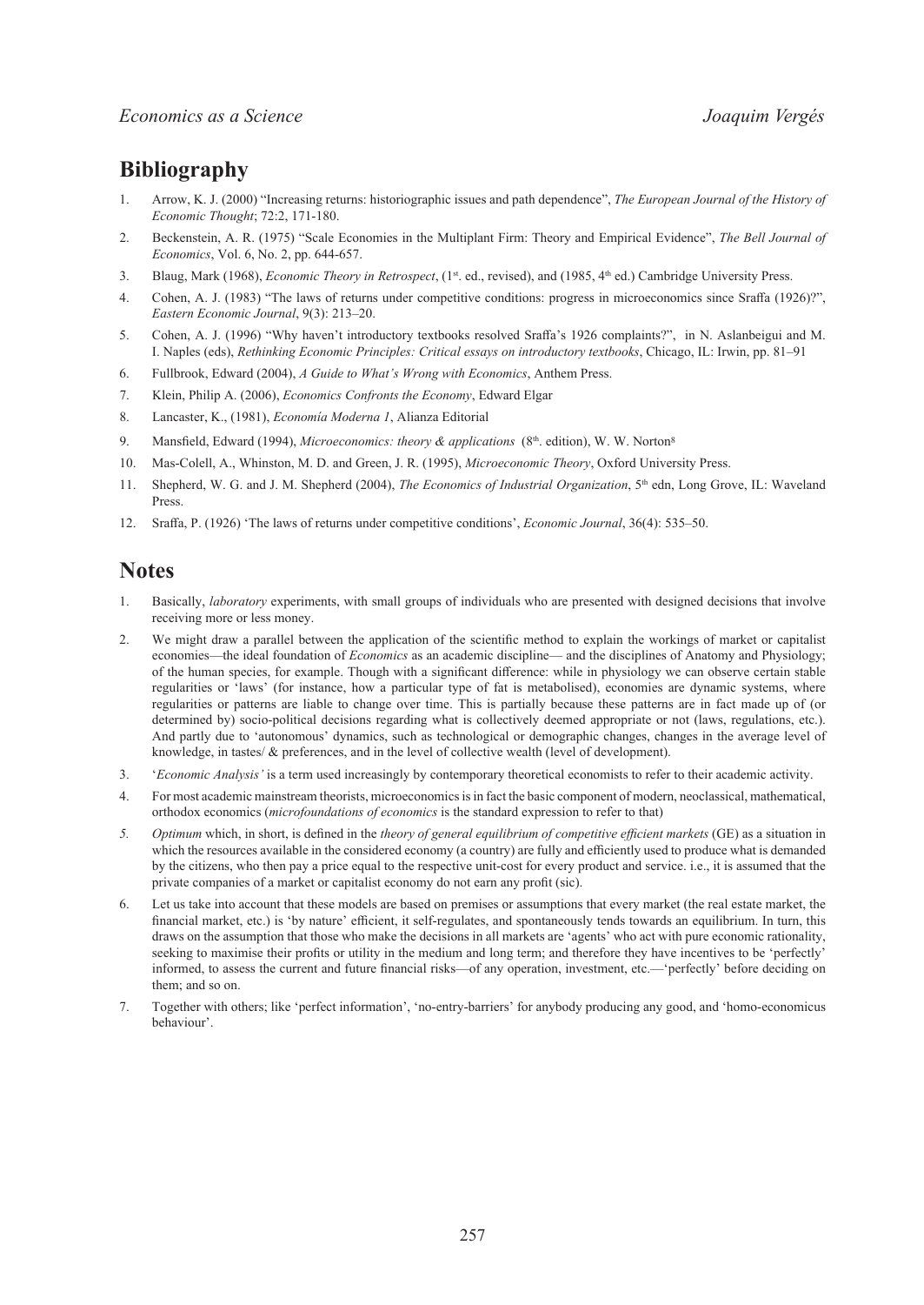## Bibliography

1. Arrow, K. J. (2000) "Increasing returns: historiographic issues and path dependence", *The European Journal of the History of Economic Thought*; 72:2, 171-180.
2. Beckenstein, A. R. (1975) "Scale Economies in the Multiplant Firm: Theory and Empirical Evidence", *The Bell Journal of Economics*, Vol. 6, No. 2, pp. 644-657.
3. Blaug, Mark (1968), *Economic Theory in Retrospect*, (1st. ed., revised), and (1985, 4th ed.) Cambridge University Press.
4. Cohen, A. J. (1983) "The laws of returns under competitive conditions: progress in microeconomics since Sraffa (1926)?", *Eastern Economic Journal*, 9(3): 213–20.
5. Cohen, A. J. (1996) "Why haven't introductory textbooks resolved Sraffa's 1926 complaints?", in N. Aslanbeigui and M. I. Naples (eds), *Rethinking Economic Principles: Critical essays on introductory textbooks*, Chicago, IL: Irwin, pp. 81–91
6. Fullbrook, Edward (2004), *A Guide to What's Wrong with Economics*, Anthem Press.
7. Klein, Philip A. (2006), *Economics Confronts the Economy*, Edward Elgar
8. Lancaster, K., (1981), *Economía Moderna 1*, Alianza Editorial
9. Mansfield, Edward (1994), *Microeconomics: theory & applications* (8th. edition), W. W. Norton[8]
10. Mas-Colell, A., Whinston, M. D. and Green, J. R. (1995), *Microeconomic Theory*, Oxford University Press.
11. Shepherd, W. G. and J. M. Shepherd (2004), *The Economics of Industrial Organization*, 5th edn, Long Grove, IL: Waveland Press.
12. Sraffa, P. (1926) 'The laws of returns under competitive conditions', *Economic Journal*, 36(4): 535–50.

## Notes

1. Basically, *laboratory* experiments, with small groups of individuals who are presented with designed decisions that involve receiving more or less money.
2. We might draw a parallel between the application of the scientific method to explain the workings of market or capitalist economies—the ideal foundation of *Economics* as an academic discipline— and the disciplines of Anatomy and Physiology; of the human species, for example. Though with a significant difference: while in physiology we can observe certain stable regularities or 'laws' (for instance, how a particular type of fat is metabolised), economies are dynamic systems, where regularities or patterns are liable to change over time. This is partially because these patterns are in fact made up of (or determined by) socio-political decisions regarding what is collectively deemed appropriate or not (laws, regulations, etc.). And partly due to 'autonomous' dynamics, such as technological or demographic changes, changes in the average level of knowledge, in tastes/ & preferences, and in the level of collective wealth (level of development).
3. '*Economic Analysis'* is a term used increasingly by contemporary theoretical economists to refer to their academic activity.
4. For most academic mainstream theorists, microeconomics is in fact the basic component of modern, neoclassical, mathematical, orthodox economics (*microfoundations of economics* is the standard expression to refer to that)
5. *Optimum* which, in short, is defined in the *theory of general equilibrium of competitive efficient markets* (GE) as a situation in which the resources available in the considered economy (a country) are fully and efficiently used to produce what is demanded by the citizens, who then pay a price equal to the respective unit-cost for every product and service. i.e., it is assumed that the private companies of a market or capitalist economy do not earn any profit (sic).
6. Let us take into account that these models are based on premises or assumptions that every market (the real estate market, the financial market, etc.) is 'by nature' efficient, it self-regulates, and spontaneously tends towards an equilibrium. In turn, this draws on the assumption that those who make the decisions in all markets are 'agents' who act with pure economic rationality, seeking to maximise their profits or utility in the medium and long term; and therefore they have incentives to be 'perfectly' informed, to assess the current and future financial risks—of any operation, investment, etc.—'perfectly' before deciding on them; and so on.
7. Together with others; like 'perfect information', 'no-entry-barriers' for anybody producing any good, and 'homo-economicus behaviour'.